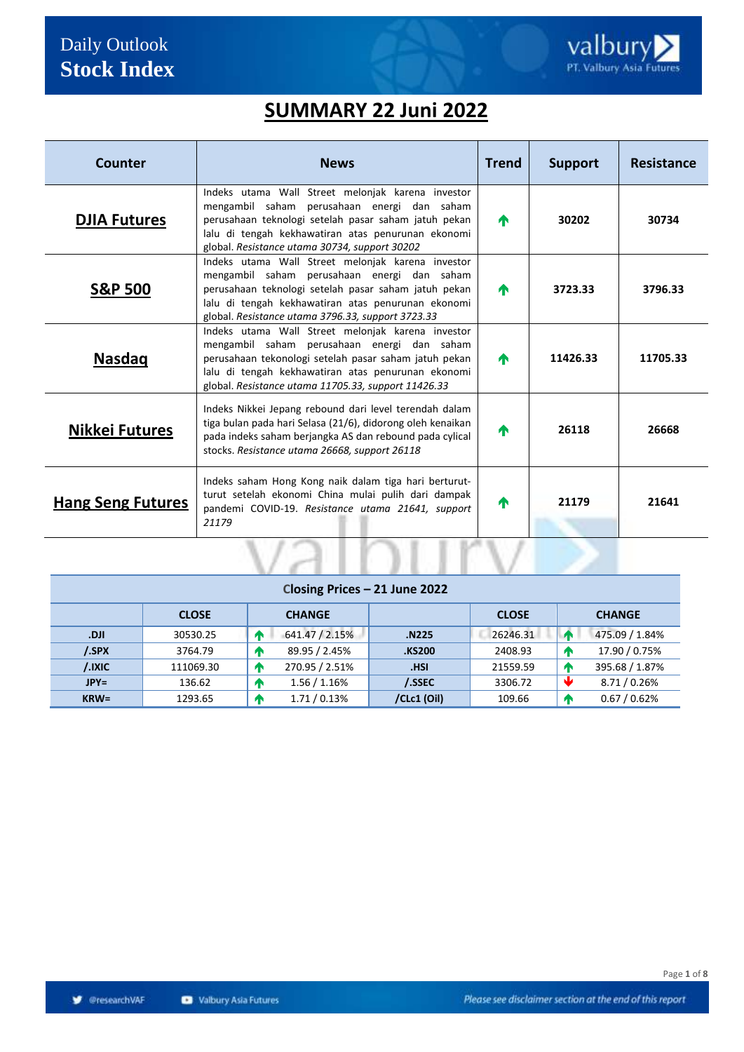# Daily Outlook
## Stock Index

# SUMMARY 22 Juni 2022

| Counter | News | Trend | Support | Resistance |
|---|---|---|---|---|
| **DJIA Futures** | Indeks utama Wall Street melonjak karena investor mengambil saham perusahaan energi dan saham perusahaan teknologi setelah pasar saham jatuh pekan lalu di tengah kekhawatiran atas penurunan ekonomi global. *Resistance utama 30734, support 30202* | ↑ | 30202 | 30734 |
| **S&P 500** | Indeks utama Wall Street melonjak karena investor mengambil saham perusahaan energi dan saham perusahaan teknologi setelah pasar saham jatuh pekan lalu di tengah kekhawatiran atas penurunan ekonomi global. *Resistance utama 3796.33, support 3723.33* | ↑ | 3723.33 | 3796.33 |
| **Nasdaq** | Indeks utama Wall Street melonjak karena investor mengambil saham perusahaan energi dan saham perusahaan tekonologi setelah pasar saham jatuh pekan lalu di tengah kekhawatiran atas penurunan ekonomi global. *Resistance utama 11705.33, support 11426.33* | ↑ | 11426.33 | 11705.33 |
| **Nikkei Futures** | Indeks Nikkei Jepang rebound dari level terendah dalam tiga bulan pada hari Selasa (21/6), didorong oleh kenaikan pada indeks saham berjangka AS dan rebound pada cylical stocks. *Resistance utama 26668, support 26118* | ↑ | 26118 | 26668 |
| **Hang Seng Futures** | Indeks saham Hong Kong naik dalam tiga hari berturut-turut setelah ekonomi China mulai pulih dari dampak pandemi COVID-19. *Resistance utama 21641, support 21179* | ↑ | 21179 | 21641 |

**Closing Prices – 21 June 2022**

| | CLOSE | CHANGE | | CLOSE | CHANGE |
|---|---|---|---|---|---|
| **.DJI** | 30530.25 | ↑ 641.47 / 2.15% | **.N225** | 26246.31 | ↑ 475.09 / 1.84% |
| **/.SPX** | 3764.79 | ↑ 89.95 / 2.45% | **.KS200** | 2408.93 | ↑ 17.90 / 0.75% |
| **/.IXIC** | 111069.30 | ↑ 270.95 / 2.51% | **.HSI** | 21559.59 | ↑ 395.68 / 1.87% |
| **JPY=** | 136.62 | ↑ 1.56 / 1.16% | **/.SSEC** | 3306.72 | ↓ 8.71 / 0.26% |
| **KRW=** | 1293.65 | ↑ 1.71 / 0.13% | **/CLc1 (Oil)** | 109.66 | ↑ 0.67 / 0.62% |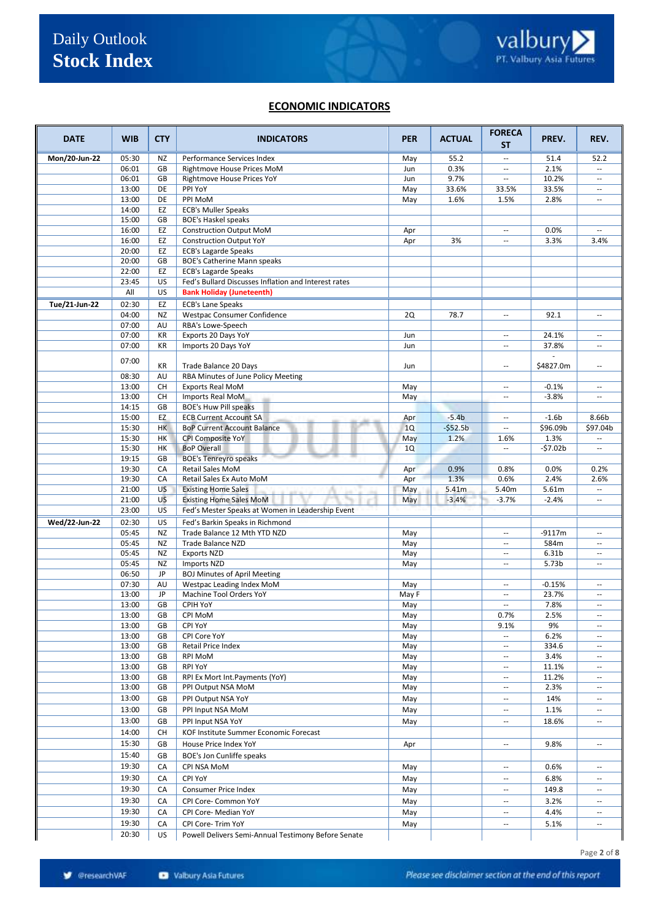# Daily Outlook
# Stock Index

## ECONOMIC INDICATORS

| DATE | WIB | CTY | INDICATORS | PER | ACTUAL | FORECAST | PREV. | REV. |
|---|---|---|---|---|---|---|---|---|
| Mon/20-Jun-22 | 05:30 | NZ | Performance Services Index | May | 55.2 | -- | 51.4 | 52.2 |
| | 06:01 | GB | Rightmove House Prices MoM | Jun | 0.3% | -- | 2.1% | -- |
| | 06:01 | GB | Rightmove House Prices YoY | Jun | 9.7% | -- | 10.2% | -- |
| | 13:00 | DE | PPI YoY | May | 33.6% | 33.5% | 33.5% | -- |
| | 13:00 | DE | PPI MoM | May | 1.6% | 1.5% | 2.8% | -- |
| | 14:00 | EZ | ECB's Muller Speaks | | | | | |
| | 15:00 | GB | BOE's Haskel speaks | | | | | |
| | 16:00 | EZ | Construction Output MoM | Apr | | -- | 0.0% | -- |
| | 16:00 | EZ | Construction Output YoY | Apr | 3% | -- | 3.3% | 3.4% |
| | 20:00 | EZ | ECB's Lagarde Speaks | | | | | |
| | 20:00 | GB | BOE's Catherine Mann speaks | | | | | |
| | 22:00 | EZ | ECB's Lagarde Speaks | | | | | |
| | 23:45 | US | Fed's Bullard Discusses Inflation and Interest rates | | | | | |
| | All | US | **Bank Holiday (Juneteenth)** | | | | | |
| Tue/21-Jun-22 | 02:30 | EZ | ECB's Lane Speaks | | | | | |
| | 04:00 | NZ | Westpac Consumer Confidence | 2Q | 78.7 | -- | 92.1 | -- |
| | 07:00 | AU | RBA's Lowe-Speech | | | | | |
| | 07:00 | KR | Exports 20 Days YoY | Jun | | -- | 24.1% | -- |
| | 07:00 | KR | Imports 20 Days YoY | Jun | | -- | 37.8% | -- |
| | 07:00 | KR | Trade Balance 20 Days | Jun | | -- | -$4827.0m | -- |
| | 08:30 | AU | RBA Minutes of June Policy Meeting | | | | | |
| | 13:00 | CH | Exports Real MoM | May | | -- | -0.1% | -- |
| | 13:00 | CH | Imports Real MoM | May | | -- | -3.8% | -- |
| | 14:15 | GB | BOE's Huw Pill speaks | | | | | |
| | 15:00 | EZ | ECB Current Account SA | Apr | -5.4b | -- | -1.6b | 8.66b |
| | 15:30 | HK | BoP Current Account Balance | 1Q | -$52.5b | -- | $96.09b | $97.04b |
| | 15:30 | HK | CPI Composite YoY | May | 1.2% | 1.6% | 1.3% | -- |
| | 15:30 | HK | BoP Overall | 1Q | | -- | -$7.02b | -- |
| | 19:15 | GB | BOE's Tenreyro speaks | | | | | |
| | 19:30 | CA | Retail Sales MoM | Apr | 0.9% | 0.8% | 0.0% | 0.2% |
| | 19:30 | CA | Retail Sales Ex Auto MoM | Apr | 1.3% | 0.6% | 2.4% | 2.6% |
| | 21:00 | US | Existing Home Sales | May | 5.41m | 5.40m | 5.61m | -- |
| | 21:00 | US | Existing Home Sales MoM | May | -3.4% | -3.7% | -2.4% | -- |
| | 23:00 | US | Fed's Mester Speaks at Women in Leadership Event | | | | | |
| Wed/22-Jun-22 | 02:30 | US | Fed's Barkin Speaks in Richmond | | | | | |
| | 05:45 | NZ | Trade Balance 12 Mth YTD NZD | May | | -- | -9117m | -- |
| | 05:45 | NZ | Trade Balance NZD | May | | -- | 584m | -- |
| | 05:45 | NZ | Exports NZD | May | | -- | 6.31b | -- |
| | 05:45 | NZ | Imports NZD | May | | -- | 5.73b | -- |
| | 06:50 | JP | BOJ Minutes of April Meeting | | | | | |
| | 07:30 | AU | Westpac Leading Index MoM | May | | -- | -0.15% | -- |
| | 13:00 | JP | Machine Tool Orders YoY | May F | | -- | 23.7% | -- |
| | 13:00 | GB | CPIH YoY | May | | -- | 7.8% | -- |
| | 13:00 | GB | CPI MoM | May | | 0.7% | 2.5% | -- |
| | 13:00 | GB | CPI YoY | May | | 9.1% | 9% | -- |
| | 13:00 | GB | CPI Core YoY | May | | -- | 6.2% | -- |
| | 13:00 | GB | Retail Price Index | May | | -- | 334.6 | -- |
| | 13:00 | GB | RPI MoM | May | | -- | 3.4% | -- |
| | 13:00 | GB | RPI YoY | May | | -- | 11.1% | -- |
| | 13:00 | GB | RPI Ex Mort Int.Payments (YoY) | May | | -- | 11.2% | -- |
| | 13:00 | GB | PPI Output NSA MoM | May | | -- | 2.3% | -- |
| | 13:00 | GB | PPI Output NSA YoY | May | | -- | 14% | -- |
| | 13:00 | GB | PPI Input NSA MoM | May | | -- | 1.1% | -- |
| | 13:00 | GB | PPI Input NSA YoY | May | | -- | 18.6% | -- |
| | 14:00 | CH | KOF Institute Summer Economic Forecast | | | | | |
| | 15:30 | GB | House Price Index YoY | Apr | | -- | 9.8% | -- |
| | 15:40 | GB | BOE's Jon Cunliffe speaks | | | | | |
| | 19:30 | CA | CPI NSA MoM | May | | -- | 0.6% | -- |
| | 19:30 | CA | CPI YoY | May | | -- | 6.8% | -- |
| | 19:30 | CA | Consumer Price Index | May | | -- | 149.8 | -- |
| | 19:30 | CA | CPI Core- Common YoY | May | | -- | 3.2% | -- |
| | 19:30 | CA | CPI Core- Median YoY | May | | -- | 4.4% | -- |
| | 19:30 | CA | CPI Core- Trim YoY | May | | -- | 5.1% | -- |
| | 20:30 | US | Powell Delivers Semi-Annual Testimony Before Senate | | | | | |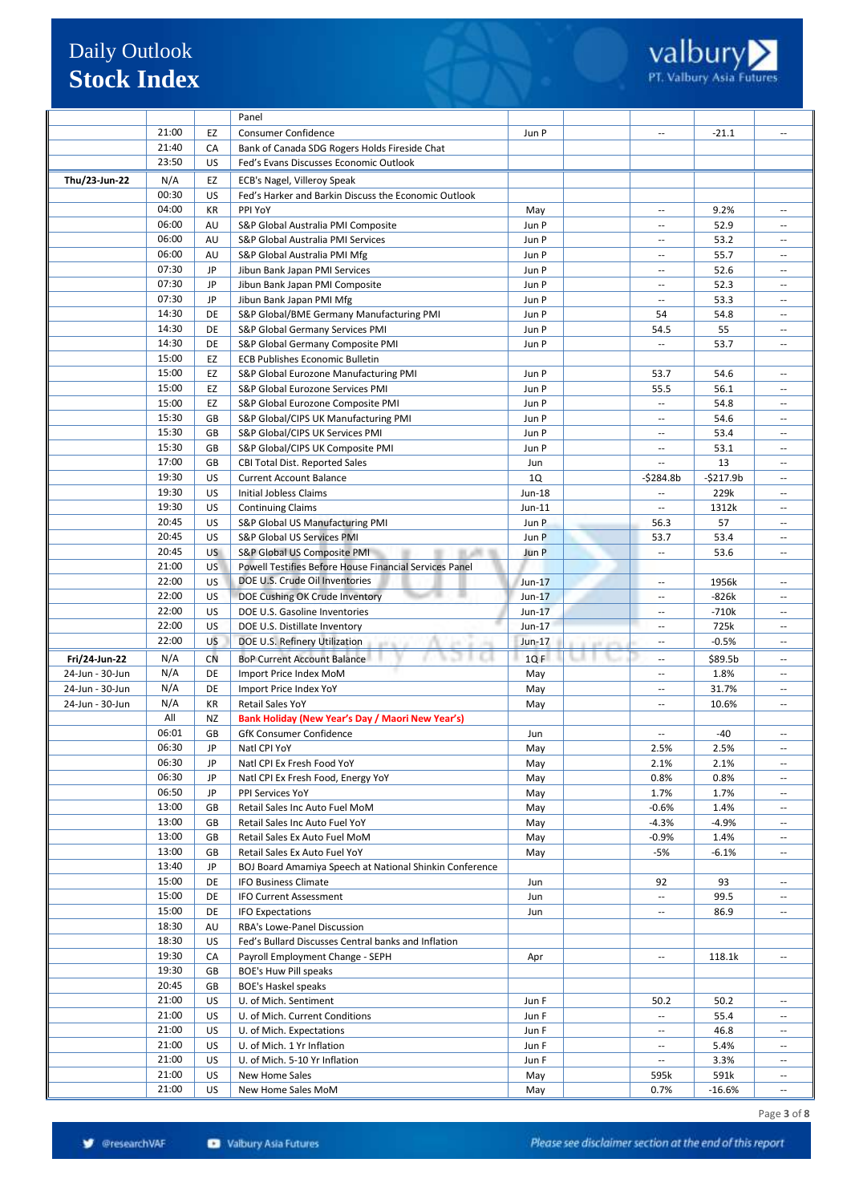| | | | Panel | | | | | |
|---|---|---|---|---|---|---|---|---|
| | 21:00 | EZ | Consumer Confidence | Jun P | | -- | -21.1 | -- |
| | 21:40 | CA | Bank of Canada SDG Rogers Holds Fireside Chat | | | | | |
| | 23:50 | US | Fed's Evans Discusses Economic Outlook | | | | | |
| **Thu/23-Jun-22** | N/A | EZ | ECB's Nagel, Villeroy Speak | | | | | |
| | 00:30 | US | Fed's Harker and Barkin Discuss the Economic Outlook | | | | | |
| | 04:00 | KR | PPI YoY | May | | -- | 9.2% | -- |
| | 06:00 | AU | S&P Global Australia PMI Composite | Jun P | | -- | 52.9 | -- |
| | 06:00 | AU | S&P Global Australia PMI Services | Jun P | | -- | 53.2 | -- |
| | 06:00 | AU | S&P Global Australia PMI Mfg | Jun P | | -- | 55.7 | -- |
| | 07:30 | JP | Jibun Bank Japan PMI Services | Jun P | | -- | 52.6 | -- |
| | 07:30 | JP | Jibun Bank Japan PMI Composite | Jun P | | -- | 52.3 | -- |
| | 07:30 | JP | Jibun Bank Japan PMI Mfg | Jun P | | -- | 53.3 | -- |
| | 14:30 | DE | S&P Global/BME Germany Manufacturing PMI | Jun P | | 54 | 54.8 | -- |
| | 14:30 | DE | S&P Global Germany Services PMI | Jun P | | 54.5 | 55 | -- |
| | 14:30 | DE | S&P Global Germany Composite PMI | Jun P | | -- | 53.7 | -- |
| | 15:00 | EZ | ECB Publishes Economic Bulletin | | | | | |
| | 15:00 | EZ | S&P Global Eurozone Manufacturing PMI | Jun P | | 53.7 | 54.6 | -- |
| | 15:00 | EZ | S&P Global Eurozone Services PMI | Jun P | | 55.5 | 56.1 | -- |
| | 15:00 | EZ | S&P Global Eurozone Composite PMI | Jun P | | -- | 54.8 | -- |
| | 15:30 | GB | S&P Global/CIPS UK Manufacturing PMI | Jun P | | -- | 54.6 | -- |
| | 15:30 | GB | S&P Global/CIPS UK Services PMI | Jun P | | -- | 53.4 | -- |
| | 15:30 | GB | S&P Global/CIPS UK Composite PMI | Jun P | | -- | 53.1 | -- |
| | 17:00 | GB | CBI Total Dist. Reported Sales | Jun | | -- | 13 | -- |
| | 19:30 | US | Current Account Balance | 1Q | | -$284.8b | -$217.9b | -- |
| | 19:30 | US | Initial Jobless Claims | Jun-18 | | -- | 229k | -- |
| | 19:30 | US | Continuing Claims | Jun-11 | | -- | 1312k | -- |
| | 20:45 | US | S&P Global US Manufacturing PMI | Jun P | | 56.3 | 57 | -- |
| | 20:45 | US | S&P Global US Services PMI | Jun P | | 53.7 | 53.4 | -- |
| | 20:45 | US | S&P Global US Composite PMI | Jun P | | -- | 53.6 | -- |
| | 21:00 | US | Powell Testifies Before House Financial Services Panel | | | | | |
| | 22:00 | US | DOE U.S. Crude Oil Inventories | Jun-17 | | -- | 1956k | -- |
| | 22:00 | US | DOE Cushing OK Crude Inventory | Jun-17 | | -- | -826k | -- |
| | 22:00 | US | DOE U.S. Gasoline Inventories | Jun-17 | | -- | -710k | -- |
| | 22:00 | US | DOE U.S. Distillate Inventory | Jun-17 | | -- | 725k | -- |
| | 22:00 | US | DOE U.S. Refinery Utilization | Jun-17 | | -- | -0.5% | -- |
| **Fri/24-Jun-22** | N/A | CN | BoP Current Account Balance | 1Q F | | -- | $89.5b | -- |
| 24-Jun - 30-Jun | N/A | DE | Import Price Index MoM | May | | -- | 1.8% | -- |
| 24-Jun - 30-Jun | N/A | DE | Import Price Index YoY | May | | -- | 31.7% | -- |
| 24-Jun - 30-Jun | N/A | KR | Retail Sales YoY | May | | -- | 10.6% | -- |
| | All | NZ | **Bank Holiday (New Year's Day / Maori New Year's)** | | | | | |
| | 06:01 | GB | GfK Consumer Confidence | Jun | | -- | -40 | -- |
| | 06:30 | JP | Natl CPI YoY | May | | 2.5% | 2.5% | -- |
| | 06:30 | JP | Natl CPI Ex Fresh Food YoY | May | | 2.1% | 2.1% | -- |
| | 06:30 | JP | Natl CPI Ex Fresh Food, Energy YoY | May | | 0.8% | 0.8% | -- |
| | 06:50 | JP | PPI Services YoY | May | | 1.7% | 1.7% | -- |
| | 13:00 | GB | Retail Sales Inc Auto Fuel MoM | May | | -0.6% | 1.4% | -- |
| | 13:00 | GB | Retail Sales Inc Auto Fuel YoY | May | | -4.3% | -4.9% | -- |
| | 13:00 | GB | Retail Sales Ex Auto Fuel MoM | May | | -0.9% | 1.4% | -- |
| | 13:00 | GB | Retail Sales Ex Auto Fuel YoY | May | | -5% | -6.1% | -- |
| | 13:40 | JP | BOJ Board Amamiya Speech at National Shinkin Conference | | | | | |
| | 15:00 | DE | IFO Business Climate | Jun | | 92 | 93 | -- |
| | 15:00 | DE | IFO Current Assessment | Jun | | -- | 99.5 | -- |
| | 15:00 | DE | IFO Expectations | Jun | | -- | 86.9 | -- |
| | 18:30 | AU | RBA's Lowe-Panel Discussion | | | | | |
| | 18:30 | US | Fed's Bullard Discusses Central banks and Inflation | | | | | |
| | 19:30 | CA | Payroll Employment Change - SEPH | Apr | | -- | 118.1k | -- |
| | 19:30 | GB | BOE's Huw Pill speaks | | | | | |
| | 20:45 | GB | BOE's Haskel speaks | | | | | |
| | 21:00 | US | U. of Mich. Sentiment | Jun F | | 50.2 | 50.2 | -- |
| | 21:00 | US | U. of Mich. Current Conditions | Jun F | | -- | 55.4 | -- |
| | 21:00 | US | U. of Mich. Expectations | Jun F | | -- | 46.8 | -- |
| | 21:00 | US | U. of Mich. 1 Yr Inflation | Jun F | | -- | 5.4% | -- |
| | 21:00 | US | U. of Mich. 5-10 Yr Inflation | Jun F | | -- | 3.3% | -- |
| | 21:00 | US | New Home Sales | May | | 595k | 591k | -- |
| | 21:00 | US | New Home Sales MoM | May | | 0.7% | -16.6% | -- |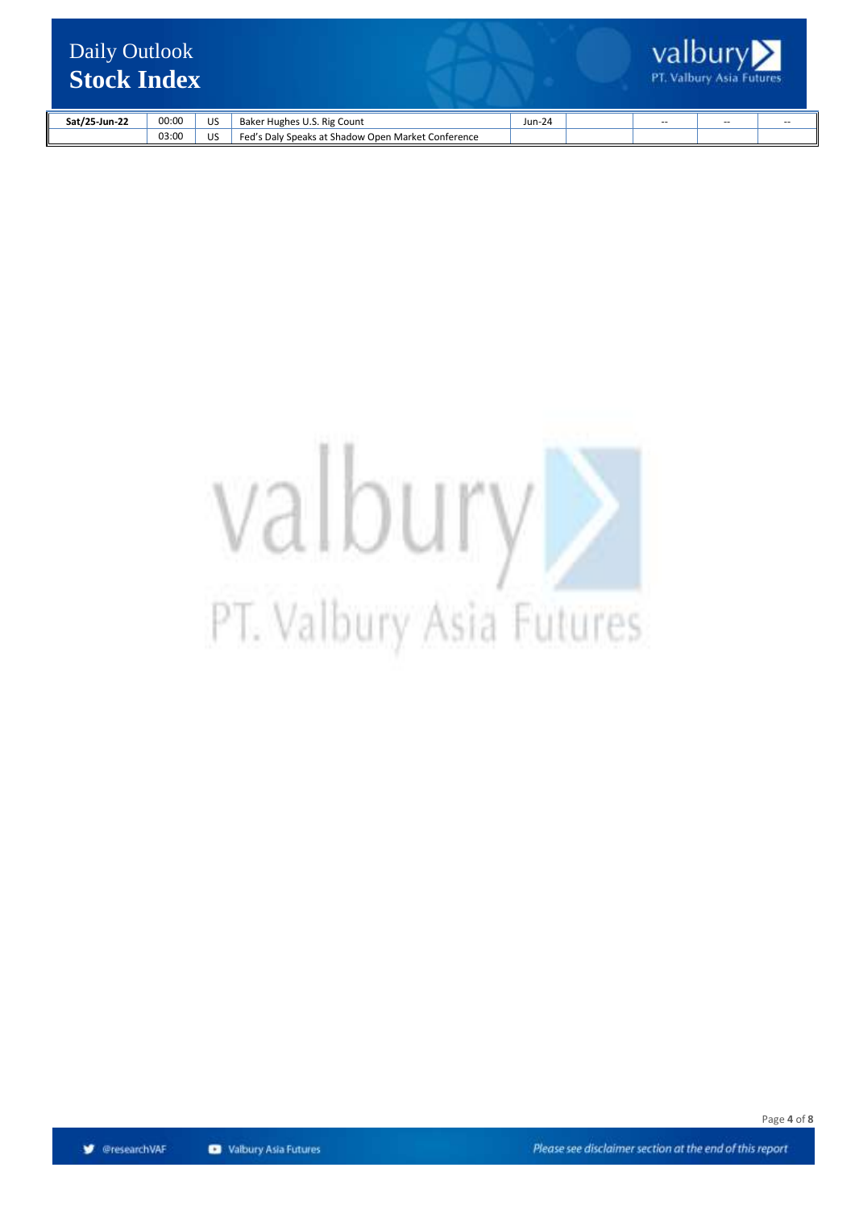| | | | | | | | | |
|---|---|---|---|---|---|---|---|---|
| **Sat/25-Jun-22** | 00:00 | US | Baker Hughes U.S. Rig Count | Jun-24 | | -- | -- | -- |
| | 03:00 | US | Fed's Daly Speaks at Shadow Open Market Conference | | | | | |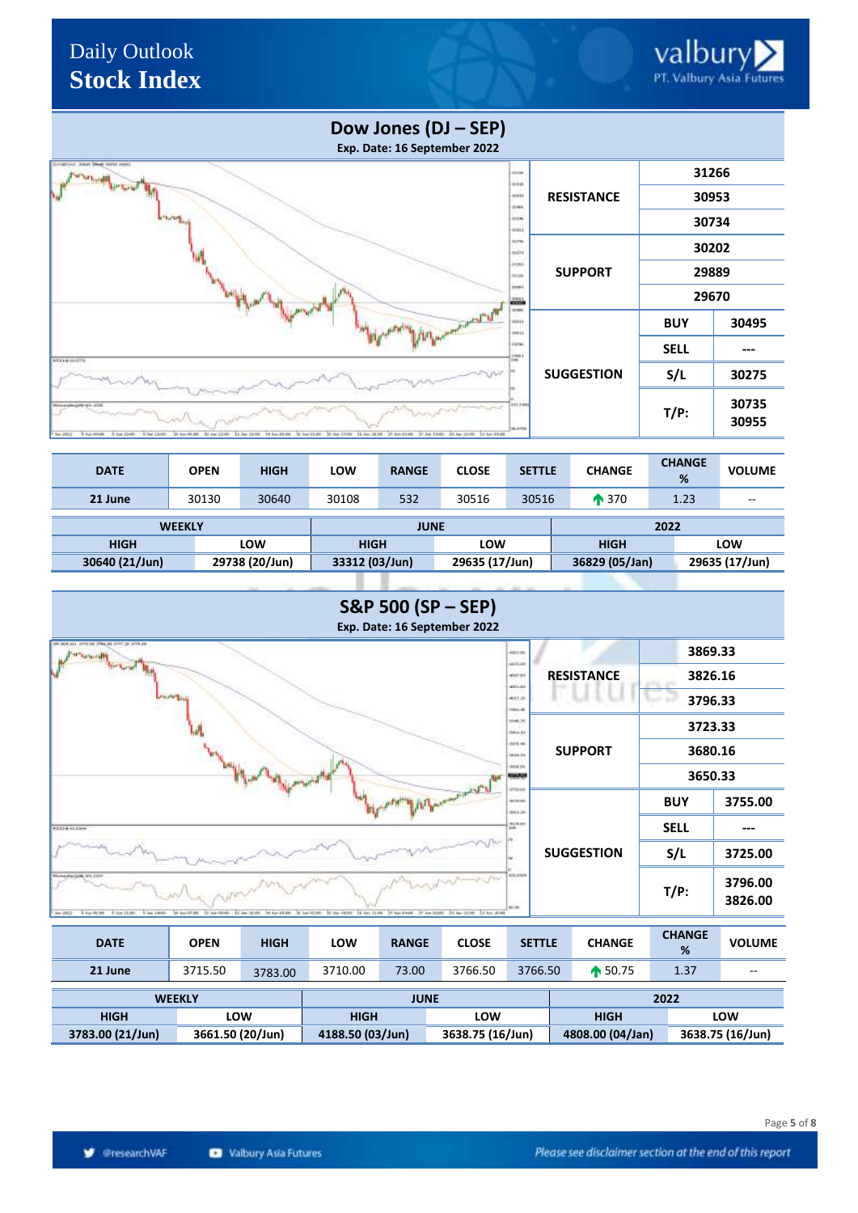# Daily Outlook
## Stock Index

## Dow Jones (DJ – SEP)

**Exp. Date: 16 September 2022**

| | | |
|---|---|---|
| **RESISTANCE** | | 31266 |
| | | 30953 |
| | | 30734 |
| **SUPPORT** | | 30202 |
| | | 29889 |
| | | 29670 |
| **SUGGESTION** | **BUY** | 30495 |
| | **SELL** | --- |
| | **S/L** | 30275 |
| | **T/P:** | 30735<br>30955 |

| DATE | OPEN | HIGH | LOW | RANGE | CLOSE | SETTLE | CHANGE | CHANGE % | VOLUME |
|---|---|---|---|---|---|---|---|---|---|
| 21 June | 30130 | 30640 | 30108 | 532 | 30516 | 30516 | ↑ 370 | 1.23 | -- |

| WEEKLY | | JUNE | | 2022 | |
|---|---|---|---|---|---|
| HIGH | LOW | HIGH | LOW | HIGH | LOW |
| 30640 (21/Jun) | 29738 (20/Jun) | 33312 (03/Jun) | 29635 (17/Jun) | 36829 (05/Jan) | 29635 (17/Jun) |

## S&P 500 (SP – SEP)

**Exp. Date: 16 September 2022**

| | | |
|---|---|---|
| **RESISTANCE** | | 3869.33 |
| | | 3826.16 |
| | | 3796.33 |
| **SUPPORT** | | 3723.33 |
| | | 3680.16 |
| | | 3650.33 |
| **SUGGESTION** | **BUY** | 3755.00 |
| | **SELL** | --- |
| | **S/L** | 3725.00 |
| | **T/P:** | 3796.00<br>3826.00 |

| DATE | OPEN | HIGH | LOW | RANGE | CLOSE | SETTLE | CHANGE | CHANGE % | VOLUME |
|---|---|---|---|---|---|---|---|---|---|
| 21 June | 3715.50 | 3783.00 | 3710.00 | 73.00 | 3766.50 | 3766.50 | ↑ 50.75 | 1.37 | -- |

| WEEKLY | | JUNE | | 2022 | |
|---|---|---|---|---|---|
| HIGH | LOW | HIGH | LOW | HIGH | LOW |
| 3783.00 (21/Jun) | 3661.50 (20/Jun) | 4188.50 (03/Jun) | 3638.75 (16/Jun) | 4808.00 (04/Jan) | 3638.75 (16/Jun) |

@researchVAF Valbury Asia Futures

*Please see disclaimer section at the end of this report*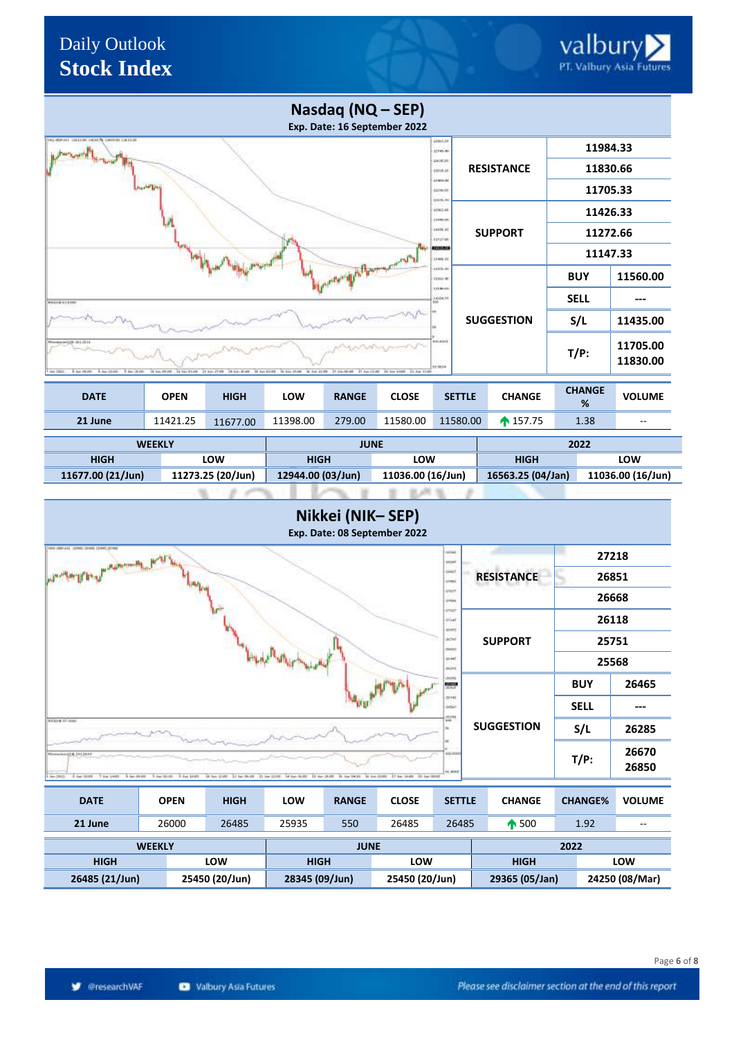# Daily Outlook
# Stock Index

## Nasdaq (NQ – SEP)

**Exp. Date: 16 September 2022**

| | | |
|---|---|---|
| RESISTANCE | 11984.33 | |
| | 11830.66 | |
| | 11705.33 | |
| SUPPORT | 11426.33 | |
| | 11272.66 | |
| | 11147.33 | |
| SUGGESTION | BUY | 11560.00 |
| | SELL | --- |
| | S/L | 11435.00 |
| | T/P: | 11705.00 11830.00 |

| DATE | OPEN | HIGH | LOW | RANGE | CLOSE | SETTLE | CHANGE | CHANGE % | VOLUME |
|---|---|---|---|---|---|---|---|---|---|
| 21 June | 11421.25 | 11677.00 | 11398.00 | 279.00 | 11580.00 | 11580.00 | ↑ 157.75 | 1.38 | -- |

| WEEKLY | | JUNE | | 2022 | |
|---|---|---|---|---|---|
| HIGH | LOW | HIGH | LOW | HIGH | LOW |
| 11677.00 (21/Jun) | 11273.25 (20/Jun) | 12944.00 (03/Jun) | 11036.00 (16/Jun) | 16563.25 (04/Jan) | 11036.00 (16/Jun) |

## Nikkei (NIK– SEP)

**Exp. Date: 08 September 2022**

| | | |
|---|---|---|
| RESISTANCE | 27218 | |
| | 26851 | |
| | 26668 | |
| SUPPORT | 26118 | |
| | 25751 | |
| | 25568 | |
| SUGGESTION | BUY | 26465 |
| | SELL | --- |
| | S/L | 26285 |
| | T/P: | 26670 26850 |

| DATE | OPEN | HIGH | LOW | RANGE | CLOSE | SETTLE | CHANGE | CHANGE% | VOLUME |
|---|---|---|---|---|---|---|---|---|---|
| 21 June | 26000 | 26485 | 25935 | 550 | 26485 | 26485 | ↑ 500 | 1.92 | -- |

| WEEKLY | | JUNE | | 2022 | |
|---|---|---|---|---|---|
| HIGH | LOW | HIGH | LOW | HIGH | LOW |
| 26485 (21/Jun) | 25450 (20/Jun) | 28345 (09/Jun) | 25450 (20/Jun) | 29365 (05/Jan) | 24250 (08/Mar) |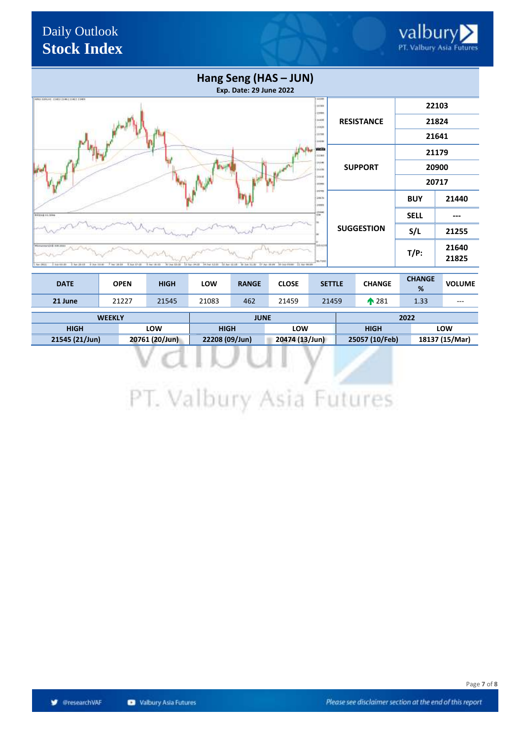# Daily Outlook
# Stock Index

## Hang Seng (HAS – JUN)

**Exp. Date: 29 June 2022**

| | | |
|---|---|---|
| **RESISTANCE** | **22103** | |
| | **21824** | |
| | **21641** | |
| **SUPPORT** | **21179** | |
| | **20900** | |
| | **20717** | |
| **SUGGESTION** | **BUY** | **21440** |
| | **SELL** | **---** |
| | **S/L** | **21255** |
| | **T/P:** | **21640 21825** |

| DATE | OPEN | HIGH | LOW | RANGE | CLOSE | SETTLE | CHANGE | CHANGE % | VOLUME |
|---|---|---|---|---|---|---|---|---|---|
| **21 June** | 21227 | 21545 | 21083 | 462 | 21459 | 21459 | ↑ 281 | 1.33 | --- |

| WEEKLY | | JUNE | | 2022 | |
|---|---|---|---|---|---|
| **HIGH** | **LOW** | **HIGH** | **LOW** | **HIGH** | **LOW** |
| **21545 (21/Jun)** | **20761 (20/Jun)** | **22208 (09/Jun)** | **20474 (13/Jun)** | **25057 (10/Feb)** | **18137 (15/Mar)** |

@researchVAF Valbury Asia Futures *Please see disclaimer section at the end of this report*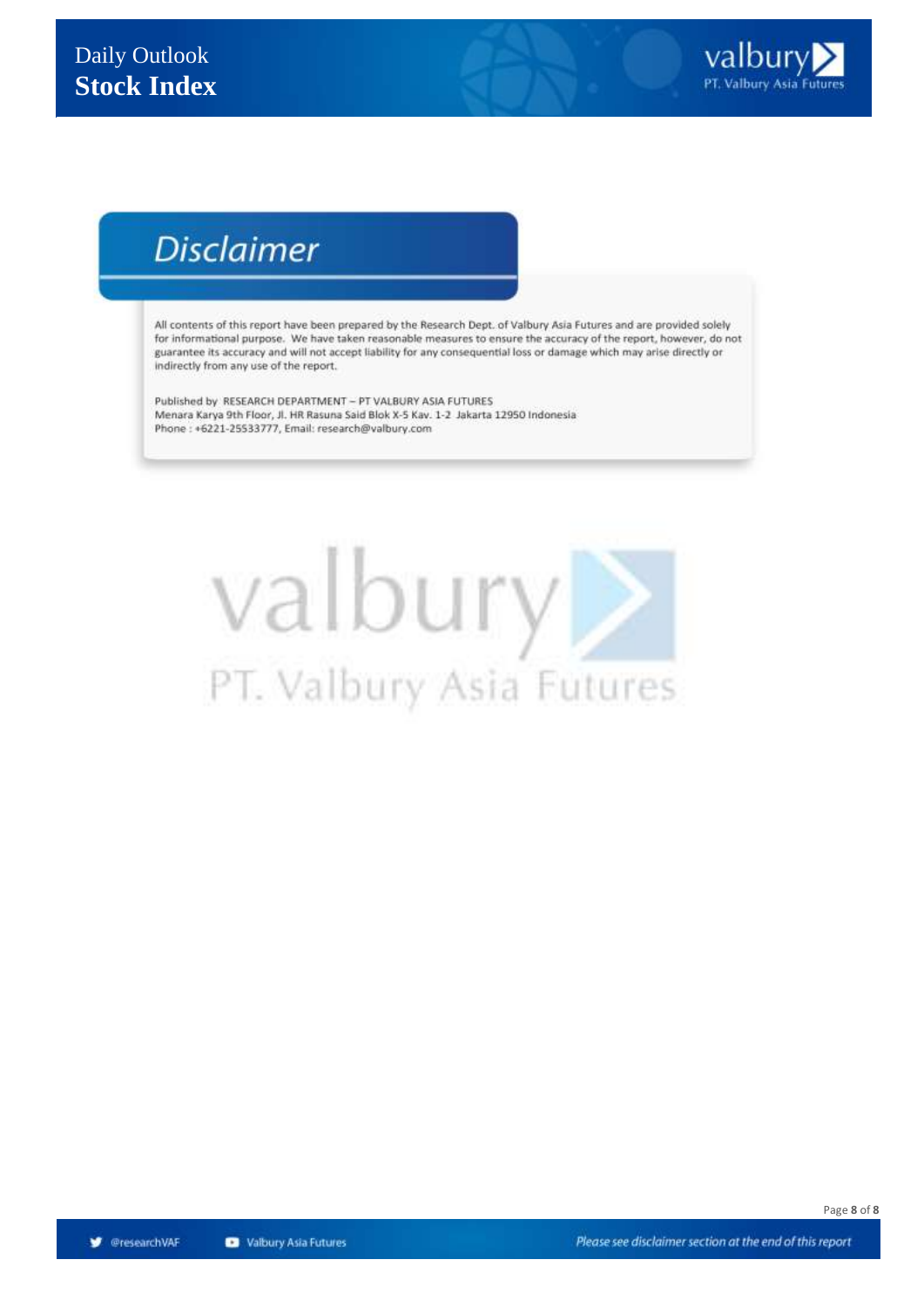# Disclaimer

All contents of this report have been prepared by the Research Dept. of Valbury Asia Futures and are provided solely for informational purpose. We have taken reasonable measures to ensure the accuracy of the report, however, do not guarantee its accuracy and will not accept liability for any consequential loss or damage which may arise directly or indirectly from any use of the report.

Published by RESEARCH DEPARTMENT – PT VALBURY ASIA FUTURES
Menara Karya 9th Floor, Jl. HR Rasuna Said Blok X-5 Kav. 1-2 Jakarta 12950 Indonesia
Phone : +6221-25533777, Email: research@valbury.com